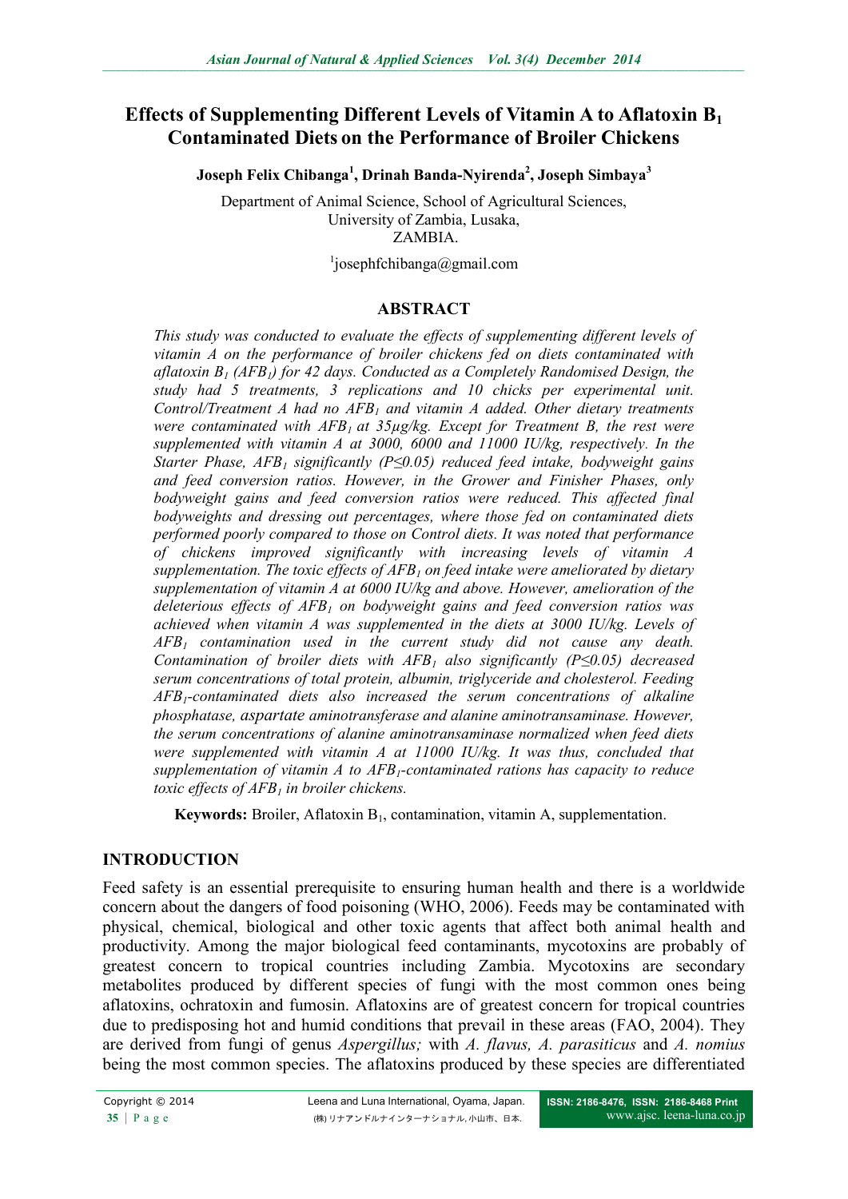# Effects of Supplementing Different Levels of Vitamin A to Aflatoxin $B_1$ Contaminated Diets on the Performance of Broiler Chickens

**Joseph Felix Chibanga[1], Drinah Banda-Nyirenda[2], Joseph Simbaya[3]**

Department of Animal Science, School of Agricultural Sciences,
University of Zambia, Lusaka,
ZAMBIA.

[1]josephfchibanga@gmail.com

## ABSTRACT

*This study was conducted to evaluate the effects of supplementing different levels of vitamin A on the performance of broiler chickens fed on diets contaminated with aflatoxin $B_1$ ($AFB_1$) for 42 days. Conducted as a Completely Randomised Design, the study had 5 treatments, 3 replications and 10 chicks per experimental unit. Control/Treatment A had no $AFB_1$ and vitamin A added. Other dietary treatments were contaminated with $AFB_1$ at 35µg/kg. Except for Treatment B, the rest were supplemented with vitamin A at 3000, 6000 and 11000 IU/kg, respectively. In the Starter Phase, $AFB_1$ significantly ($P \leq 0.05$) reduced feed intake, bodyweight gains and feed conversion ratios. However, in the Grower and Finisher Phases, only bodyweight gains and feed conversion ratios were reduced. This affected final bodyweights and dressing out percentages, where those fed on contaminated diets performed poorly compared to those on Control diets. It was noted that performance of chickens improved significantly with increasing levels of vitamin A supplementation. The toxic effects of $AFB_1$ on feed intake were ameliorated by dietary supplementation of vitamin A at 6000 IU/kg and above. However, amelioration of the deleterious effects of $AFB_1$ on bodyweight gains and feed conversion ratios was achieved when vitamin A was supplemented in the diets at 3000 IU/kg. Levels of $AFB_1$ contamination used in the current study did not cause any death. Contamination of broiler diets with $AFB_1$ also significantly ($P \leq 0.05$) decreased serum concentrations of total protein, albumin, triglyceride and cholesterol. Feeding $AFB_1$-contaminated diets also increased the serum concentrations of alkaline phosphatase, aspartate aminotransferase and alanine aminotransaminase. However, the serum concentrations of alanine aminotransaminase normalized when feed diets were supplemented with vitamin A at 11000 IU/kg. It was thus, concluded that supplementation of vitamin A to $AFB_1$-contaminated rations has capacity to reduce toxic effects of $AFB_1$ in broiler chickens.*

**Keywords:** Broiler, Aflatoxin $B_1$, contamination, vitamin A, supplementation.

## INTRODUCTION

Feed safety is an essential prerequisite to ensuring human health and there is a worldwide concern about the dangers of food poisoning (WHO, 2006). Feeds may be contaminated with physical, chemical, biological and other toxic agents that affect both animal health and productivity. Among the major biological feed contaminants, mycotoxins are probably of greatest concern to tropical countries including Zambia. Mycotoxins are secondary metabolites produced by different species of fungi with the most common ones being aflatoxins, ochratoxin and fumosin. Aflatoxins are of greatest concern for tropical countries due to predisposing hot and humid conditions that prevail in these areas (FAO, 2004). They are derived from fungi of genus *Aspergillus;* with *A. flavus, A. parasiticus* and *A. nomius* being the most common species. The aflatoxins produced by these species are differentiated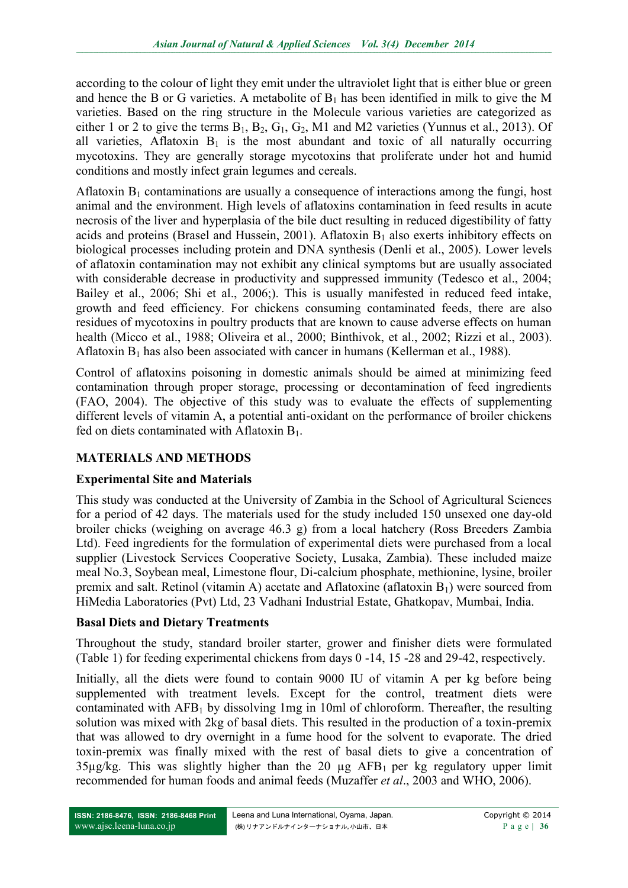according to the colour of light they emit under the ultraviolet light that is either blue or green and hence the B or G varieties. A metabolite of $B_1$ has been identified in milk to give the M varieties. Based on the ring structure in the Molecule various varieties are categorized as either 1 or 2 to give the terms $B_1$, $B_2$, $G_1$, $G_2$, M1 and M2 varieties (Yunnus et al., 2013). Of all varieties, Aflatoxin $B_1$ is the most abundant and toxic of all naturally occurring mycotoxins. They are generally storage mycotoxins that proliferate under hot and humid conditions and mostly infect grain legumes and cereals.

Aflatoxin $B_1$ contaminations are usually a consequence of interactions among the fungi, host animal and the environment. High levels of aflatoxins contamination in feed results in acute necrosis of the liver and hyperplasia of the bile duct resulting in reduced digestibility of fatty acids and proteins (Brasel and Hussein, 2001). Aflatoxin $B_1$ also exerts inhibitory effects on biological processes including protein and DNA synthesis (Denli et al., 2005). Lower levels of aflatoxin contamination may not exhibit any clinical symptoms but are usually associated with considerable decrease in productivity and suppressed immunity (Tedesco et al., 2004; Bailey et al., 2006; Shi et al., 2006;). This is usually manifested in reduced feed intake, growth and feed efficiency. For chickens consuming contaminated feeds, there are also residues of mycotoxins in poultry products that are known to cause adverse effects on human health (Micco et al., 1988; Oliveira et al., 2000; Binthivok, et al., 2002; Rizzi et al., 2003). Aflatoxin $B_1$ has also been associated with cancer in humans (Kellerman et al., 1988).

Control of aflatoxins poisoning in domestic animals should be aimed at minimizing feed contamination through proper storage, processing or decontamination of feed ingredients (FAO, 2004). The objective of this study was to evaluate the effects of supplementing different levels of vitamin A, a potential anti-oxidant on the performance of broiler chickens fed on diets contaminated with Aflatoxin $B_1$.

## MATERIALS AND METHODS

### Experimental Site and Materials

This study was conducted at the University of Zambia in the School of Agricultural Sciences for a period of 42 days. The materials used for the study included 150 unsexed one day-old broiler chicks (weighing on average 46.3 g) from a local hatchery (Ross Breeders Zambia Ltd). Feed ingredients for the formulation of experimental diets were purchased from a local supplier (Livestock Services Cooperative Society, Lusaka, Zambia). These included maize meal No.3, Soybean meal, Limestone flour, Di-calcium phosphate, methionine, lysine, broiler premix and salt. Retinol (vitamin A) acetate and Aflatoxine (aflatoxin $B_1$) were sourced from HiMedia Laboratories (Pvt) Ltd, 23 Vadhani Industrial Estate, Ghatkopav, Mumbai, India.

### Basal Diets and Dietary Treatments

Throughout the study, standard broiler starter, grower and finisher diets were formulated (Table 1) for feeding experimental chickens from days 0 -14, 15 -28 and 29-42, respectively.

Initially, all the diets were found to contain 9000 IU of vitamin A per kg before being supplemented with treatment levels. Except for the control, treatment diets were contaminated with $AFB_1$ by dissolving 1mg in 10ml of chloroform. Thereafter, the resulting solution was mixed with 2kg of basal diets. This resulted in the production of a toxin-premix that was allowed to dry overnight in a fume hood for the solvent to evaporate. The dried toxin-premix was finally mixed with the rest of basal diets to give a concentration of 35µg/kg. This was slightly higher than the 20 µg $AFB_1$ per kg regulatory upper limit recommended for human foods and animal feeds (Muzaffer *et al*., 2003 and WHO, 2006).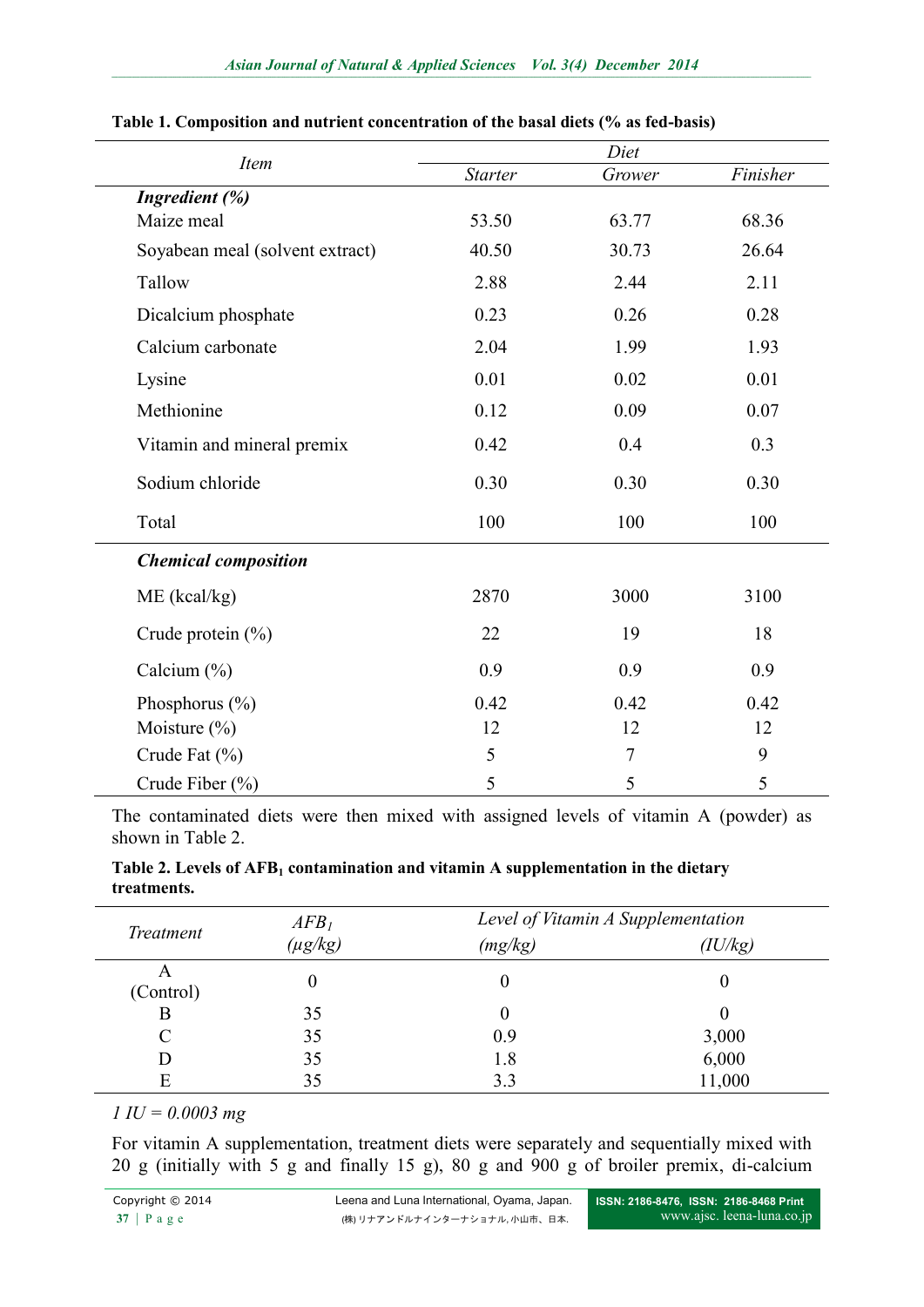**Table 1. Composition and nutrient concentration of the basal diets (% as fed-basis)**

| *Item* | *Diet* | | |
|---|---|---|---|
| | *Starter* | *Grower* | *Finisher* |
| ***Ingredient (%)*** | | | |
| Maize meal | 53.50 | 63.77 | 68.36 |
| Soyabean meal (solvent extract) | 40.50 | 30.73 | 26.64 |
| Tallow | 2.88 | 2.44 | 2.11 |
| Dicalcium phosphate | 0.23 | 0.26 | 0.28 |
| Calcium carbonate | 2.04 | 1.99 | 1.93 |
| Lysine | 0.01 | 0.02 | 0.01 |
| Methionine | 0.12 | 0.09 | 0.07 |
| Vitamin and mineral premix | 0.42 | 0.4 | 0.3 |
| Sodium chloride | 0.30 | 0.30 | 0.30 |
| Total | 100 | 100 | 100 |
| ***Chemical composition*** | | | |
| ME (kcal/kg) | 2870 | 3000 | 3100 |
| Crude protein (%) | 22 | 19 | 18 |
| Calcium (%) | 0.9 | 0.9 | 0.9 |
| Phosphorus (%) | 0.42 | 0.42 | 0.42 |
| Moisture (%) | 12 | 12 | 12 |
| Crude Fat (%) | 5 | 7 | 9 |
| Crude Fiber (%) | 5 | 5 | 5 |

The contaminated diets were then mixed with assigned levels of vitamin A (powder) as shown in Table 2.

**Table 2. Levels of $AFB_1$ contamination and vitamin A supplementation in the dietary treatments.**

| *Treatment* | *$AFB_1$ (µg/kg)* | *Level of Vitamin A Supplementation* | |
|---|---|---|---|
| | | *(mg/kg)* | *(IU/kg)* |
| A (Control) | 0 | 0 | 0 |
| B | 35 | 0 | 0 |
| C | 35 | 0.9 | 3,000 |
| D | 35 | 1.8 | 6,000 |
| E | 35 | 3.3 | 11,000 |

*1 IU = 0.0003 mg*

For vitamin A supplementation, treatment diets were separately and sequentially mixed with 20 g (initially with 5 g and finally 15 g), 80 g and 900 g of broiler premix, di-calcium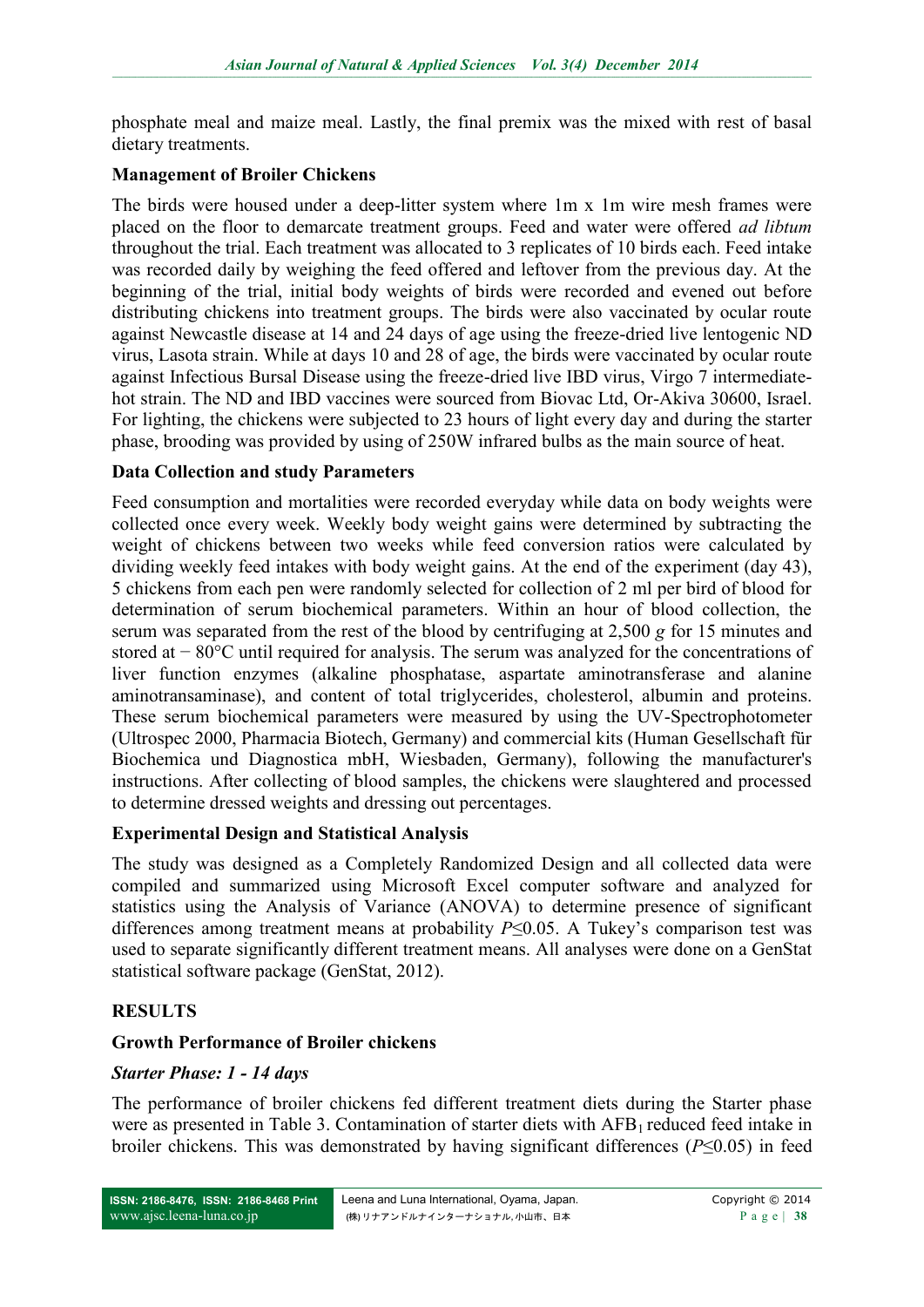phosphate meal and maize meal. Lastly, the final premix was the mixed with rest of basal dietary treatments.

**Management of Broiler Chickens**

The birds were housed under a deep-litter system where 1m x 1m wire mesh frames were placed on the floor to demarcate treatment groups. Feed and water were offered *ad libtum* throughout the trial. Each treatment was allocated to 3 replicates of 10 birds each. Feed intake was recorded daily by weighing the feed offered and leftover from the previous day. At the beginning of the trial, initial body weights of birds were recorded and evened out before distributing chickens into treatment groups. The birds were also vaccinated by ocular route against Newcastle disease at 14 and 24 days of age using the freeze-dried live lentogenic ND virus, Lasota strain. While at days 10 and 28 of age, the birds were vaccinated by ocular route against Infectious Bursal Disease using the freeze-dried live IBD virus, Virgo 7 intermediate-hot strain. The ND and IBD vaccines were sourced from Biovac Ltd, Or-Akiva 30600, Israel. For lighting, the chickens were subjected to 23 hours of light every day and during the starter phase, brooding was provided by using of 250W infrared bulbs as the main source of heat.

**Data Collection and study Parameters**

Feed consumption and mortalities were recorded everyday while data on body weights were collected once every week. Weekly body weight gains were determined by subtracting the weight of chickens between two weeks while feed conversion ratios were calculated by dividing weekly feed intakes with body weight gains. At the end of the experiment (day 43), 5 chickens from each pen were randomly selected for collection of 2 ml per bird of blood for determination of serum biochemical parameters. Within an hour of blood collection, the serum was separated from the rest of the blood by centrifuging at 2,500 *g* for 15 minutes and stored at − 80°C until required for analysis. The serum was analyzed for the concentrations of liver function enzymes (alkaline phosphatase, aspartate aminotransferase and alanine aminotransaminase), and content of total triglycerides, cholesterol, albumin and proteins. These serum biochemical parameters were measured by using the UV-Spectrophotometer (Ultrospec 2000, Pharmacia Biotech, Germany) and commercial kits (Human Gesellschaft für Biochemica und Diagnostica mbH, Wiesbaden, Germany), following the manufacturer's instructions. After collecting of blood samples, the chickens were slaughtered and processed to determine dressed weights and dressing out percentages.

**Experimental Design and Statistical Analysis**

The study was designed as a Completely Randomized Design and all collected data were compiled and summarized using Microsoft Excel computer software and analyzed for statistics using the Analysis of Variance (ANOVA) to determine presence of significant differences among treatment means at probability $P \leq 0.05$. A Tukey's comparison test was used to separate significantly different treatment means. All analyses were done on a GenStat statistical software package (GenStat, 2012).

## RESULTS

**Growth Performance of Broiler chickens**

***Starter Phase: 1 - 14 days***

The performance of broiler chickens fed different treatment diets during the Starter phase were as presented in Table 3. Contamination of starter diets with $AFB_1$ reduced feed intake in broiler chickens. This was demonstrated by having significant differences ($P \leq 0.05$) in feed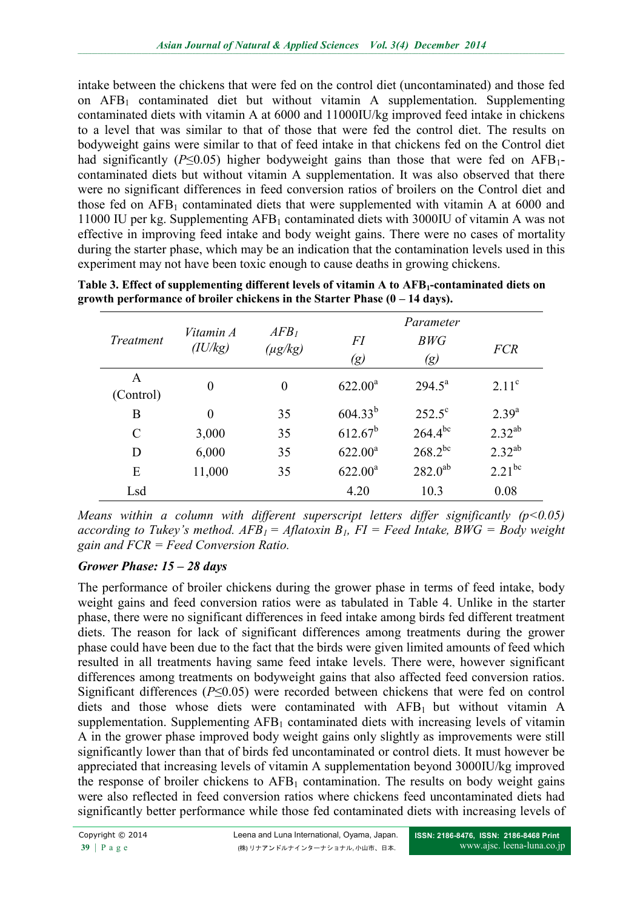intake between the chickens that were fed on the control diet (uncontaminated) and those fed on $AFB_1$ contaminated diet but without vitamin A supplementation. Supplementing contaminated diets with vitamin A at 6000 and 11000IU/kg improved feed intake in chickens to a level that was similar to that of those that were fed the control diet. The results on bodyweight gains were similar to that of feed intake in that chickens fed on the Control diet had significantly ($P \leq 0.05$) higher bodyweight gains than those that were fed on $AFB_1$-contaminated diets but without vitamin A supplementation. It was also observed that there were no significant differences in feed conversion ratios of broilers on the Control diet and those fed on $AFB_1$ contaminated diets that were supplemented with vitamin A at 6000 and 11000 IU per kg. Supplementing $AFB_1$ contaminated diets with 3000IU of vitamin A was not effective in improving feed intake and body weight gains. There were no cases of mortality during the starter phase, which may be an indication that the contamination levels used in this experiment may not have been toxic enough to cause deaths in growing chickens.

**Table 3. Effect of supplementing different levels of vitamin A to $AFB_1$-contaminated diets on growth performance of broiler chickens in the Starter Phase (0 – 14 days).**

| *Treatment* | *Vitamin A (IU/kg)* | *$AFB_1$ (μg/kg)* | *Parameter* | | |
|---|---|---|---|---|---|
| | | | *FI (g)* | *BWG (g)* | *FCR* |
| A (Control) | 0 | 0 | $622.00^{a}$ | $294.5^{a}$ | $2.11^{c}$ |
| B | 0 | 35 | $604.33^{b}$ | $252.5^{c}$ | $2.39^{a}$ |
| C | 3,000 | 35 | $612.67^{b}$ | $264.4^{bc}$ | $2.32^{ab}$ |
| D | 6,000 | 35 | $622.00^{a}$ | $268.2^{bc}$ | $2.32^{ab}$ |
| E | 11,000 | 35 | $622.00^{a}$ | $282.0^{ab}$ | $2.21^{bc}$ |
| Lsd | | | 4.20 | 10.3 | 0.08 |

*Means within a column with different superscript letters differ significantly ($p<0.05$) according to Tukey's method. $AFB_1$ = Aflatoxin $B_1$, FI = Feed Intake, BWG = Body weight gain and FCR = Feed Conversion Ratio.*

### *Grower Phase: 15 – 28 days*

The performance of broiler chickens during the grower phase in terms of feed intake, body weight gains and feed conversion ratios were as tabulated in Table 4. Unlike in the starter phase, there were no significant differences in feed intake among birds fed different treatment diets. The reason for lack of significant differences among treatments during the grower phase could have been due to the fact that the birds were given limited amounts of feed which resulted in all treatments having same feed intake levels. There were, however significant differences among treatments on bodyweight gains that also affected feed conversion ratios. Significant differences ($P \leq 0.05$) were recorded between chickens that were fed on control diets and those whose diets were contaminated with $AFB_1$ but without vitamin A supplementation. Supplementing $AFB_1$ contaminated diets with increasing levels of vitamin A in the grower phase improved body weight gains only slightly as improvements were still significantly lower than that of birds fed uncontaminated or control diets. It must however be appreciated that increasing levels of vitamin A supplementation beyond 3000IU/kg improved the response of broiler chickens to $AFB_1$ contamination. The results on body weight gains were also reflected in feed conversion ratios where chickens feed uncontaminated diets had significantly better performance while those fed contaminated diets with increasing levels of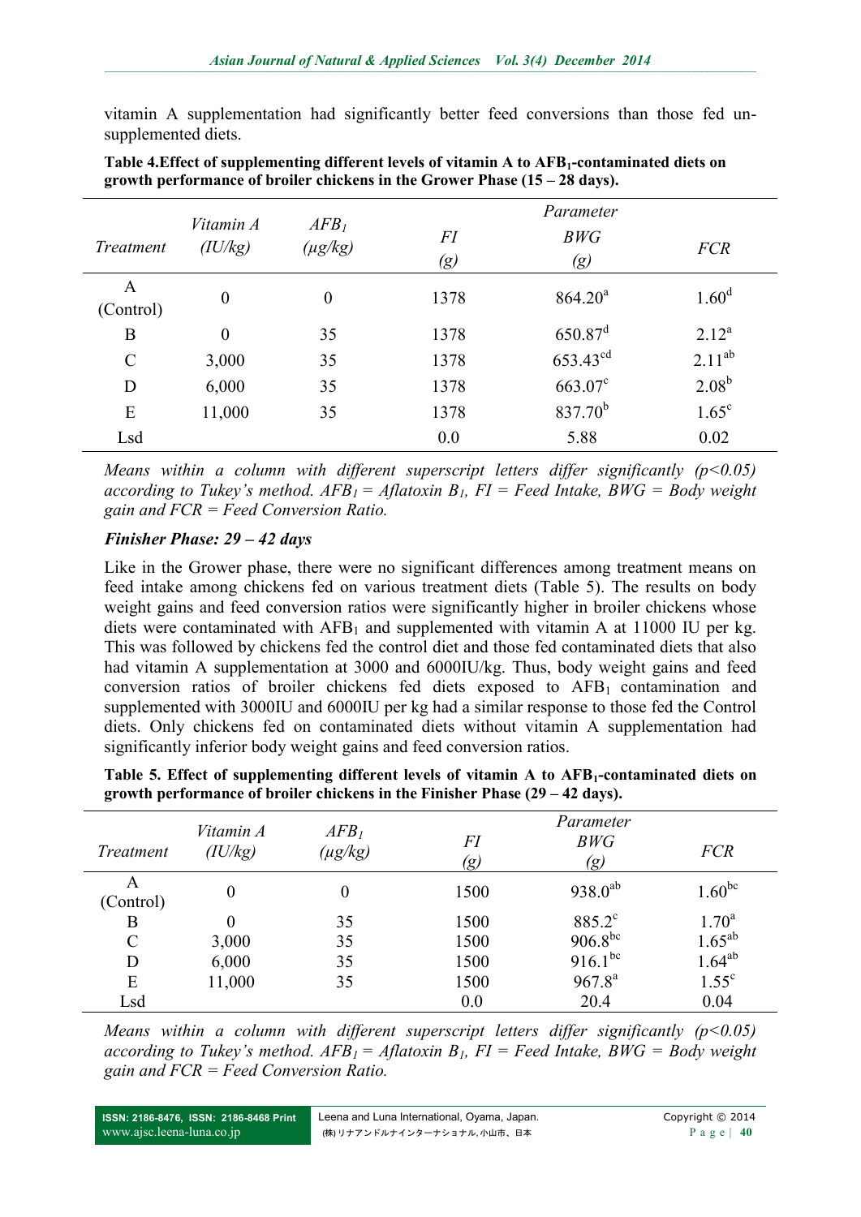vitamin A supplementation had significantly better feed conversions than those fed un-supplemented diets.

**Table 4.Effect of supplementing different levels of vitamin A to $AFB_1$-contaminated diets on growth performance of broiler chickens in the Grower Phase (15 – 28 days).**

| *Treatment* | *Vitamin A (IU/kg)* | *$AFB_1$ (μg/kg)* | *Parameter* | | |
|---|---|---|---|---|---|
| | | | *FI (g)* | *BWG (g)* | *FCR* |
| A (Control) | 0 | 0 | 1378 | $864.20^{a}$ | $1.60^{d}$ |
| B | 0 | 35 | 1378 | $650.87^{d}$ | $2.12^{a}$ |
| C | 3,000 | 35 | 1378 | $653.43^{cd}$ | $2.11^{ab}$ |
| D | 6,000 | 35 | 1378 | $663.07^{c}$ | $2.08^{b}$ |
| E | 11,000 | 35 | 1378 | $837.70^{b}$ | $1.65^{c}$ |
| Lsd | | | 0.0 | 5.88 | 0.02 |

*Means within a column with different superscript letters differ significantly ($p<0.05$) according to Tukey's method. $AFB_1$ = Aflatoxin $B_1$, FI = Feed Intake, BWG = Body weight gain and FCR = Feed Conversion Ratio.*

### *Finisher Phase: 29 – 42 days*

Like in the Grower phase, there were no significant differences among treatment means on feed intake among chickens fed on various treatment diets (Table 5). The results on body weight gains and feed conversion ratios were significantly higher in broiler chickens whose diets were contaminated with $AFB_1$ and supplemented with vitamin A at 11000 IU per kg. This was followed by chickens fed the control diet and those fed contaminated diets that also had vitamin A supplementation at 3000 and 6000IU/kg. Thus, body weight gains and feed conversion ratios of broiler chickens fed diets exposed to $AFB_1$ contamination and supplemented with 3000IU and 6000IU per kg had a similar response to those fed the Control diets. Only chickens fed on contaminated diets without vitamin A supplementation had significantly inferior body weight gains and feed conversion ratios.

**Table 5. Effect of supplementing different levels of vitamin A to $AFB_1$-contaminated diets on growth performance of broiler chickens in the Finisher Phase (29 – 42 days).**

| *Treatment* | *Vitamin A (IU/kg)* | *$AFB_1$ (μg/kg)* | *Parameter* | | |
|---|---|---|---|---|---|
| | | | *FI (g)* | *BWG (g)* | *FCR* |
| A (Control) | 0 | 0 | 1500 | $938.0^{ab}$ | $1.60^{bc}$ |
| B | 0 | 35 | 1500 | $885.2^{c}$ | $1.70^{a}$ |
| C | 3,000 | 35 | 1500 | $906.8^{bc}$ | $1.65^{ab}$ |
| D | 6,000 | 35 | 1500 | $916.1^{bc}$ | $1.64^{ab}$ |
| E | 11,000 | 35 | 1500 | $967.8^{a}$ | $1.55^{c}$ |
| Lsd | | | 0.0 | 20.4 | 0.04 |

*Means within a column with different superscript letters differ significantly ($p<0.05$) according to Tukey's method. $AFB_1$ = Aflatoxin $B_1$, FI = Feed Intake, BWG = Body weight gain and FCR = Feed Conversion Ratio.*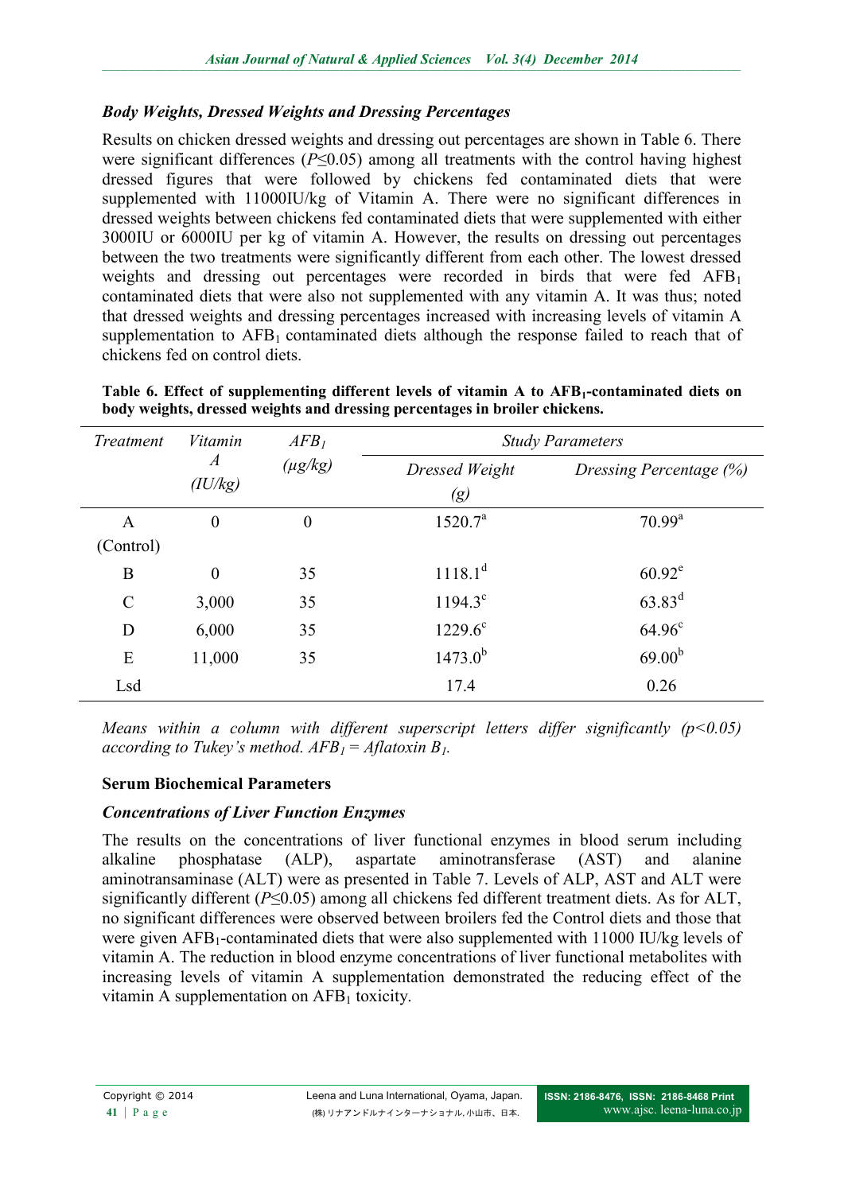### *Body Weights, Dressed Weights and Dressing Percentages*

Results on chicken dressed weights and dressing out percentages are shown in Table 6. There were significant differences ($P \leq 0.05$) among all treatments with the control having highest dressed figures that were followed by chickens fed contaminated diets that were supplemented with 11000IU/kg of Vitamin A. There were no significant differences in dressed weights between chickens fed contaminated diets that were supplemented with either 3000IU or 6000IU per kg of vitamin A. However, the results on dressing out percentages between the two treatments were significantly different from each other. The lowest dressed weights and dressing out percentages were recorded in birds that were fed $AFB_1$ contaminated diets that were also not supplemented with any vitamin A. It was thus; noted that dressed weights and dressing percentages increased with increasing levels of vitamin A supplementation to $AFB_1$ contaminated diets although the response failed to reach that of chickens fed on control diets.

**Table 6. Effect of supplementing different levels of vitamin A to $AFB_1$-contaminated diets on body weights, dressed weights and dressing percentages in broiler chickens.**

| *Treatment* | *Vitamin A (IU/kg)* | *$AFB_1$ (µg/kg)* | *Study Parameters* | |
|---|---|---|---|---|
| | | | *Dressed Weight (g)* | *Dressing Percentage (%)* |
| A (Control) | 0 | 0 | 1520.7[a] | 70.99[a] |
| B | 0 | 35 | 1118.1[d] | 60.92[e] |
| C | 3,000 | 35 | 1194.3[c] | 63.83[d] |
| D | 6,000 | 35 | 1229.6[c] | 64.96[c] |
| E | 11,000 | 35 | 1473.0[b] | 69.00[b] |
| Lsd | | | 17.4 | 0.26 |

*Means within a column with different superscript letters differ significantly ($p<0.05$) according to Tukey's method. $AFB_1$ = Aflatoxin $B_1$.*

### **Serum Biochemical Parameters**

### *Concentrations of Liver Function Enzymes*

The results on the concentrations of liver functional enzymes in blood serum including alkaline phosphatase (ALP), aspartate aminotransferase (AST) and alanine aminotransaminase (ALT) were as presented in Table 7. Levels of ALP, AST and ALT were significantly different ($P \leq 0.05$) among all chickens fed different treatment diets. As for ALT, no significant differences were observed between broilers fed the Control diets and those that were given $AFB_1$-contaminated diets that were also supplemented with 11000 IU/kg levels of vitamin A. The reduction in blood enzyme concentrations of liver functional metabolites with increasing levels of vitamin A supplementation demonstrated the reducing effect of the vitamin A supplementation on $AFB_1$ toxicity.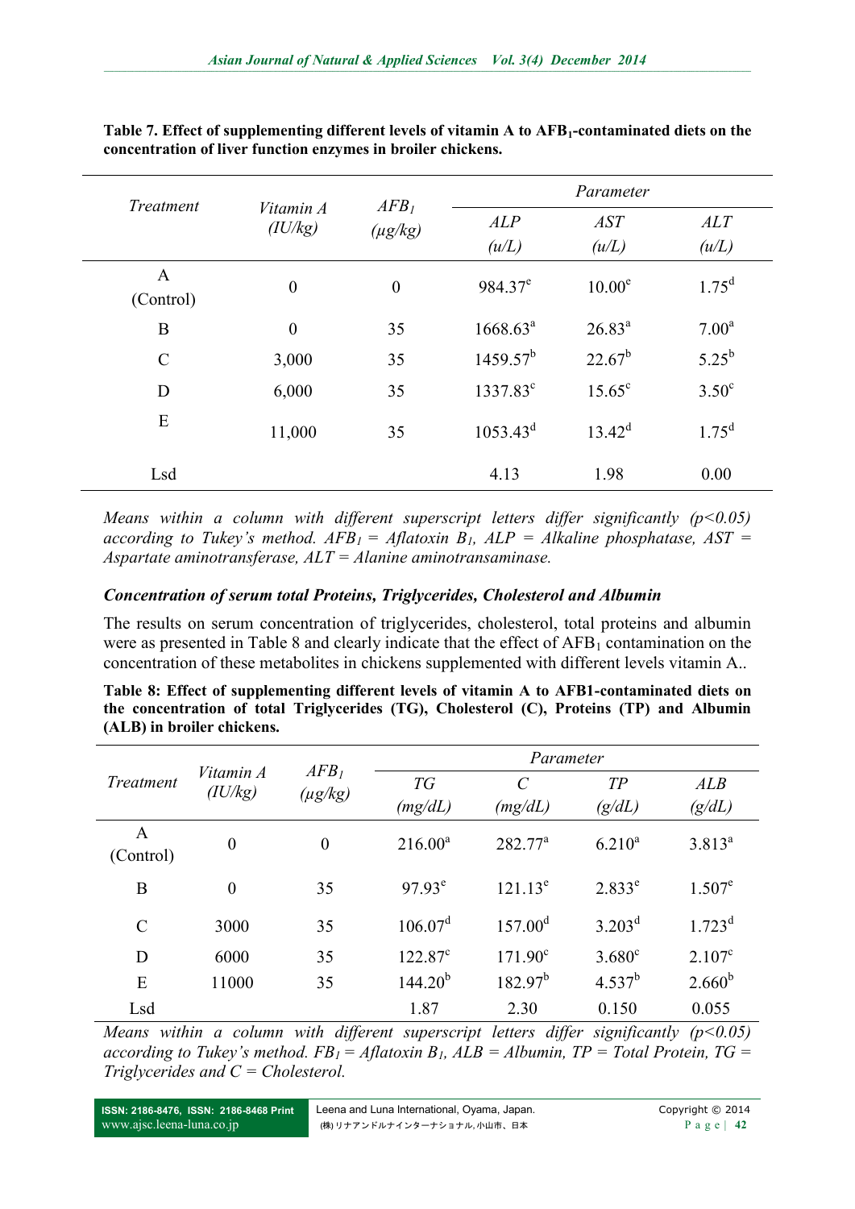**Table 7. Effect of supplementing different levels of vitamin A to $AFB_1$-contaminated diets on the concentration of liver function enzymes in broiler chickens.**

| *Treatment* | *Vitamin A (IU/kg)* | *$AFB_1$ (µg/kg)* | *Parameter* | | |
|---|---|---|---|---|---|
| | | | *ALP (u/L)* | *AST (u/L)* | *ALT (u/L)* |
| A (Control) | 0 | 0 | $984.37^e$ | $10.00^e$ | $1.75^d$ |
| B | 0 | 35 | $1668.63^a$ | $26.83^a$ | $7.00^a$ |
| C | 3,000 | 35 | $1459.57^b$ | $22.67^b$ | $5.25^b$ |
| D | 6,000 | 35 | $1337.83^c$ | $15.65^c$ | $3.50^c$ |
| E | 11,000 | 35 | $1053.43^d$ | $13.42^d$ | $1.75^d$ |
| Lsd | | | 4.13 | 1.98 | 0.00 |

*Means within a column with different superscript letters differ significantly ($p<0.05$) according to Tukey's method. $AFB_1$ = Aflatoxin $B_1$, ALP = Alkaline phosphatase, AST = Aspartate aminotransferase, ALT = Alanine aminotransaminase.*

### *Concentration of serum total Proteins, Triglycerides, Cholesterol and Albumin*

The results on serum concentration of triglycerides, cholesterol, total proteins and albumin were as presented in Table 8 and clearly indicate that the effect of $AFB_1$ contamination on the concentration of these metabolites in chickens supplemented with different levels vitamin A..

**Table 8: Effect of supplementing different levels of vitamin A to AFB1-contaminated diets on the concentration of total Triglycerides (TG), Cholesterol (C), Proteins (TP) and Albumin (ALB) in broiler chickens.**

| *Treatment* | *Vitamin A (IU/kg)* | *$AFB_1$ (µg/kg)* | *Parameter* | | | |
|---|---|---|---|---|---|---|
| | | | *TG (mg/dL)* | *C (mg/dL)* | *TP (g/dL)* | *ALB (g/dL)* |
| A (Control) | 0 | 0 | $216.00^a$ | $282.77^a$ | $6.210^a$ | $3.813^a$ |
| B | 0 | 35 | $97.93^e$ | $121.13^e$ | $2.833^e$ | $1.507^e$ |
| C | 3000 | 35 | $106.07^d$ | $157.00^d$ | $3.203^d$ | $1.723^d$ |
| D | 6000 | 35 | $122.87^c$ | $171.90^c$ | $3.680^c$ | $2.107^c$ |
| E | 11000 | 35 | $144.20^b$ | $182.97^b$ | $4.537^b$ | $2.660^b$ |
| Lsd | | | 1.87 | 2.30 | 0.150 | 0.055 |

*Means within a column with different superscript letters differ significantly ($p<0.05$) according to Tukey's method. $FB_1$ = Aflatoxin $B_1$, ALB = Albumin, TP = Total Protein, TG = Triglycerides and C = Cholesterol.*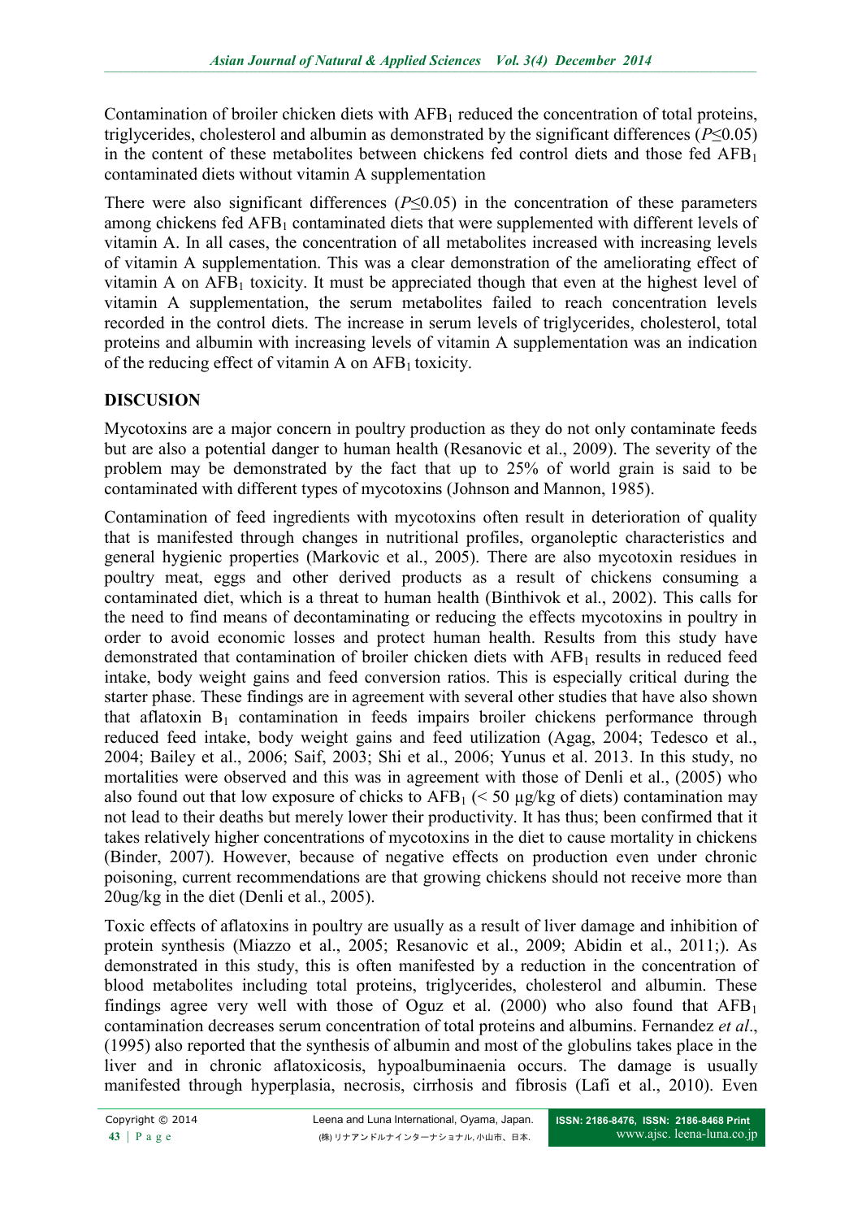Contamination of broiler chicken diets with $AFB_1$ reduced the concentration of total proteins, triglycerides, cholesterol and albumin as demonstrated by the significant differences ($P \leq 0.05$) in the content of these metabolites between chickens fed control diets and those fed $AFB_1$ contaminated diets without vitamin A supplementation

There were also significant differences ($P \leq 0.05$) in the concentration of these parameters among chickens fed $AFB_1$ contaminated diets that were supplemented with different levels of vitamin A. In all cases, the concentration of all metabolites increased with increasing levels of vitamin A supplementation. This was a clear demonstration of the ameliorating effect of vitamin A on $AFB_1$ toxicity. It must be appreciated though that even at the highest level of vitamin A supplementation, the serum metabolites failed to reach concentration levels recorded in the control diets. The increase in serum levels of triglycerides, cholesterol, total proteins and albumin with increasing levels of vitamin A supplementation was an indication of the reducing effect of vitamin A on $AFB_1$ toxicity.

## DISCUSION

Mycotoxins are a major concern in poultry production as they do not only contaminate feeds but are also a potential danger to human health (Resanovic et al., 2009). The severity of the problem may be demonstrated by the fact that up to 25% of world grain is said to be contaminated with different types of mycotoxins (Johnson and Mannon, 1985).

Contamination of feed ingredients with mycotoxins often result in deterioration of quality that is manifested through changes in nutritional profiles, organoleptic characteristics and general hygienic properties (Markovic et al., 2005). There are also mycotoxin residues in poultry meat, eggs and other derived products as a result of chickens consuming a contaminated diet, which is a threat to human health (Binthivok et al., 2002). This calls for the need to find means of decontaminating or reducing the effects mycotoxins in poultry in order to avoid economic losses and protect human health. Results from this study have demonstrated that contamination of broiler chicken diets with $AFB_1$ results in reduced feed intake, body weight gains and feed conversion ratios. This is especially critical during the starter phase. These findings are in agreement with several other studies that have also shown that aflatoxin $B_1$ contamination in feeds impairs broiler chickens performance through reduced feed intake, body weight gains and feed utilization (Agag, 2004; Tedesco et al., 2004; Bailey et al., 2006; Saif, 2003; Shi et al., 2006; Yunus et al. 2013. In this study, no mortalities were observed and this was in agreement with those of Denli et al., (2005) who also found out that low exposure of chicks to $AFB_1$ (< 50 µg/kg of diets) contamination may not lead to their deaths but merely lower their productivity. It has thus; been confirmed that it takes relatively higher concentrations of mycotoxins in the diet to cause mortality in chickens (Binder, 2007). However, because of negative effects on production even under chronic poisoning, current recommendations are that growing chickens should not receive more than 20ug/kg in the diet (Denli et al., 2005).

Toxic effects of aflatoxins in poultry are usually as a result of liver damage and inhibition of protein synthesis (Miazzo et al., 2005; Resanovic et al., 2009; Abidin et al., 2011;). As demonstrated in this study, this is often manifested by a reduction in the concentration of blood metabolites including total proteins, triglycerides, cholesterol and albumin. These findings agree very well with those of Oguz et al. (2000) who also found that $AFB_1$ contamination decreases serum concentration of total proteins and albumins. Fernandez *et al*., (1995) also reported that the synthesis of albumin and most of the globulins takes place in the liver and in chronic aflatoxicosis, hypoalbuminaenia occurs. The damage is usually manifested through hyperplasia, necrosis, cirrhosis and fibrosis (Lafi et al., 2010). Even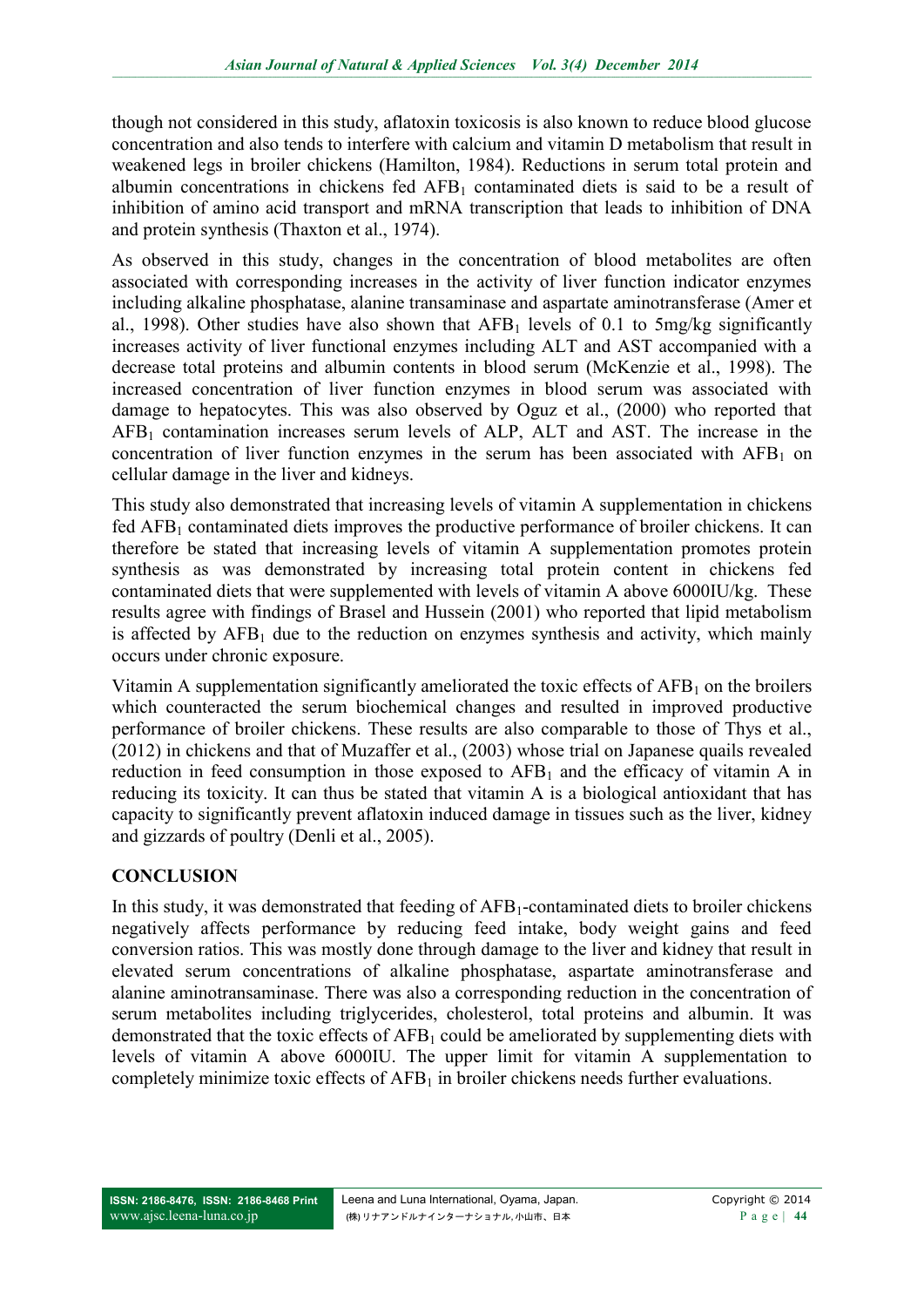though not considered in this study, aflatoxin toxicosis is also known to reduce blood glucose concentration and also tends to interfere with calcium and vitamin D metabolism that result in weakened legs in broiler chickens (Hamilton, 1984). Reductions in serum total protein and albumin concentrations in chickens fed $AFB_1$ contaminated diets is said to be a result of inhibition of amino acid transport and mRNA transcription that leads to inhibition of DNA and protein synthesis (Thaxton et al., 1974).

As observed in this study, changes in the concentration of blood metabolites are often associated with corresponding increases in the activity of liver function indicator enzymes including alkaline phosphatase, alanine transaminase and aspartate aminotransferase (Amer et al., 1998). Other studies have also shown that $AFB_1$ levels of 0.1 to 5mg/kg significantly increases activity of liver functional enzymes including ALT and AST accompanied with a decrease total proteins and albumin contents in blood serum (McKenzie et al., 1998). The increased concentration of liver function enzymes in blood serum was associated with damage to hepatocytes. This was also observed by Oguz et al., (2000) who reported that $AFB_1$ contamination increases serum levels of ALP, ALT and AST. The increase in the concentration of liver function enzymes in the serum has been associated with $AFB_1$ on cellular damage in the liver and kidneys.

This study also demonstrated that increasing levels of vitamin A supplementation in chickens fed $AFB_1$ contaminated diets improves the productive performance of broiler chickens. It can therefore be stated that increasing levels of vitamin A supplementation promotes protein synthesis as was demonstrated by increasing total protein content in chickens fed contaminated diets that were supplemented with levels of vitamin A above 6000IU/kg. These results agree with findings of Brasel and Hussein (2001) who reported that lipid metabolism is affected by $AFB_1$ due to the reduction on enzymes synthesis and activity, which mainly occurs under chronic exposure.

Vitamin A supplementation significantly ameliorated the toxic effects of $AFB_1$ on the broilers which counteracted the serum biochemical changes and resulted in improved productive performance of broiler chickens. These results are also comparable to those of Thys et al., (2012) in chickens and that of Muzaffer et al., (2003) whose trial on Japanese quails revealed reduction in feed consumption in those exposed to $AFB_1$ and the efficacy of vitamin A in reducing its toxicity. It can thus be stated that vitamin A is a biological antioxidant that has capacity to significantly prevent aflatoxin induced damage in tissues such as the liver, kidney and gizzards of poultry (Denli et al., 2005).

## CONCLUSION

In this study, it was demonstrated that feeding of $AFB_1$-contaminated diets to broiler chickens negatively affects performance by reducing feed intake, body weight gains and feed conversion ratios. This was mostly done through damage to the liver and kidney that result in elevated serum concentrations of alkaline phosphatase, aspartate aminotransferase and alanine aminotransaminase. There was also a corresponding reduction in the concentration of serum metabolites including triglycerides, cholesterol, total proteins and albumin. It was demonstrated that the toxic effects of $AFB_1$ could be ameliorated by supplementing diets with levels of vitamin A above 6000IU. The upper limit for vitamin A supplementation to completely minimize toxic effects of $AFB_1$ in broiler chickens needs further evaluations.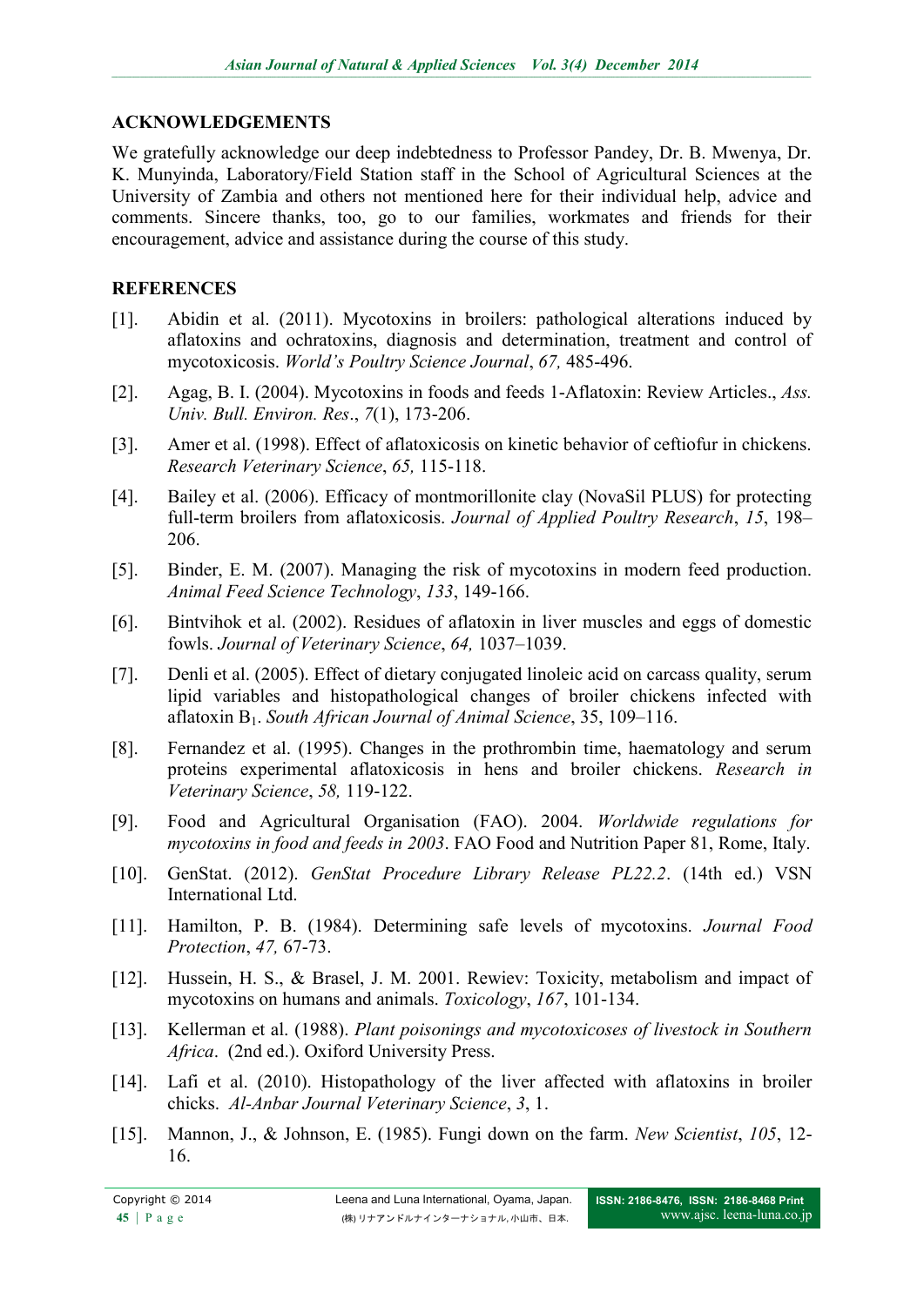## ACKNOWLEDGEMENTS

We gratefully acknowledge our deep indebtedness to Professor Pandey, Dr. B. Mwenya, Dr. K. Munyinda, Laboratory/Field Station staff in the School of Agricultural Sciences at the University of Zambia and others not mentioned here for their individual help, advice and comments. Sincere thanks, too, go to our families, workmates and friends for their encouragement, advice and assistance during the course of this study.

## REFERENCES

[1]. Abidin et al. (2011). Mycotoxins in broilers: pathological alterations induced by aflatoxins and ochratoxins, diagnosis and determination, treatment and control of mycotoxicosis. *World's Poultry Science Journal*, *67,* 485-496.

[2]. Agag, B. I. (2004). Mycotoxins in foods and feeds 1-Aflatoxin: Review Articles., *Ass. Univ. Bull. Environ. Res*., *7*(1), 173-206.

[3]. Amer et al. (1998). Effect of aflatoxicosis on kinetic behavior of ceftiofur in chickens. *Research Veterinary Science*, *65,* 115-118.

[4]. Bailey et al. (2006). Efficacy of montmorillonite clay (NovaSil PLUS) for protecting full-term broilers from aflatoxicosis. *Journal of Applied Poultry Research*, *15*, 198–206.

[5]. Binder, E. M. (2007). Managing the risk of mycotoxins in modern feed production. *Animal Feed Science Technology*, *133*, 149-166.

[6]. Bintvihok et al. (2002). Residues of aflatoxin in liver muscles and eggs of domestic fowls. *Journal of Veterinary Science*, *64,* 1037–1039.

[7]. Denli et al. (2005). Effect of dietary conjugated linoleic acid on carcass quality, serum lipid variables and histopathological changes of broiler chickens infected with aflatoxin $B_1$. *South African Journal of Animal Science*, 35, 109–116.

[8]. Fernandez et al. (1995). Changes in the prothrombin time, haematology and serum proteins experimental aflatoxicosis in hens and broiler chickens. *Research in Veterinary Science*, *58,* 119-122.

[9]. Food and Agricultural Organisation (FAO). 2004. *Worldwide regulations for mycotoxins in food and feeds in 2003*. FAO Food and Nutrition Paper 81, Rome, Italy.

[10]. GenStat. (2012). *GenStat Procedure Library Release PL22.2*. (14th ed.) VSN International Ltd.

[11]. Hamilton, P. B. (1984). Determining safe levels of mycotoxins. *Journal Food Protection*, *47,* 67-73.

[12]. Hussein, H. S., & Brasel, J. M. 2001. Rewiev: Toxicity, metabolism and impact of mycotoxins on humans and animals. *Toxicology*, *167*, 101-134.

[13]. Kellerman et al. (1988). *Plant poisonings and mycotoxicoses of livestock in Southern Africa*. (2nd ed.). Oxiford University Press.

[14]. Lafi et al. (2010). Histopathology of the liver affected with aflatoxins in broiler chicks. *Al-Anbar Journal Veterinary Science*, *3*, 1.

[15]. Mannon, J., & Johnson, E. (1985). Fungi down on the farm. *New Scientist*, *105*, 12-16.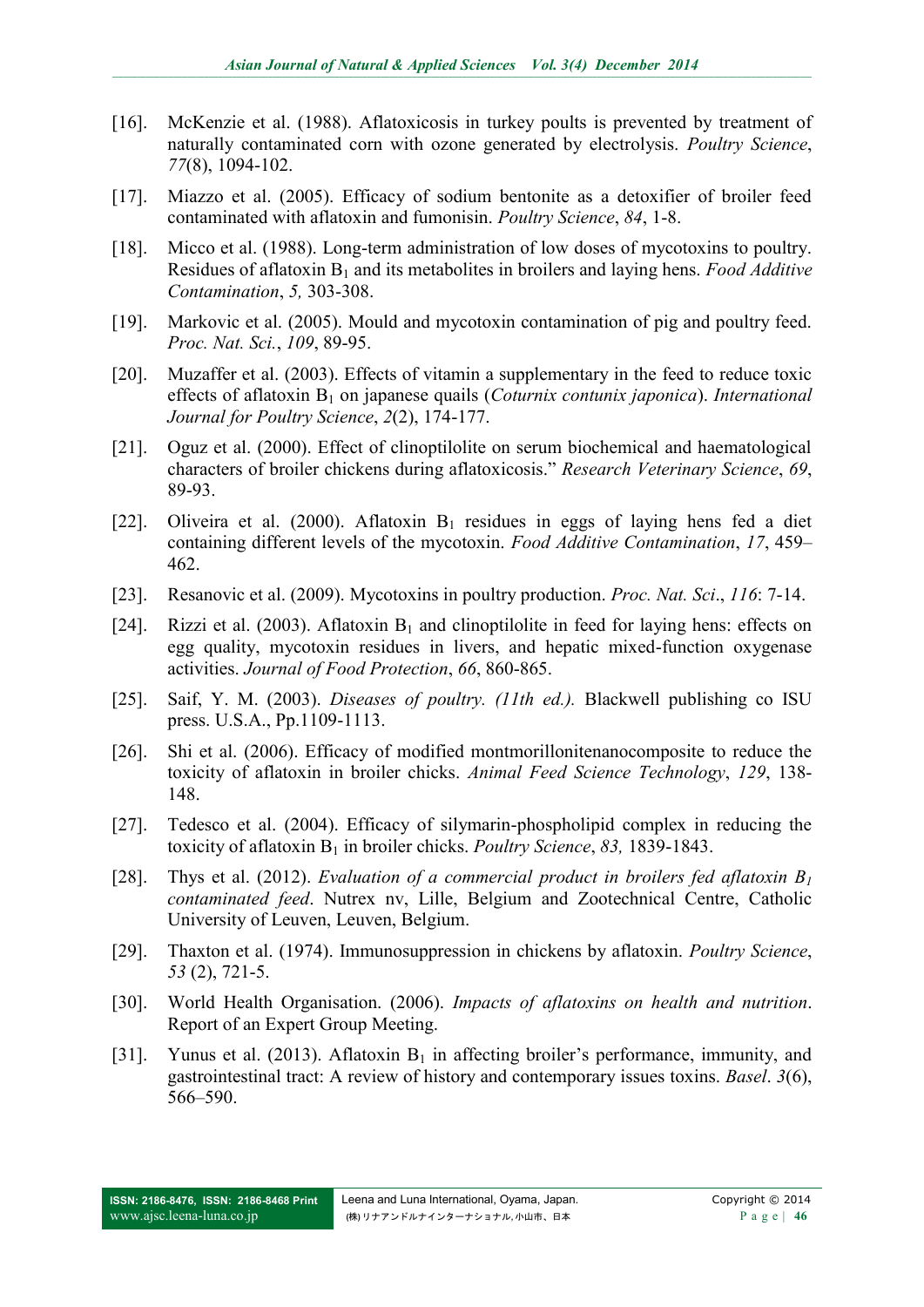[16]. McKenzie et al. (1988). Aflatoxicosis in turkey poults is prevented by treatment of naturally contaminated corn with ozone generated by electrolysis. *Poultry Science*, *77*(8), 1094-102.

[17]. Miazzo et al. (2005). Efficacy of sodium bentonite as a detoxifier of broiler feed contaminated with aflatoxin and fumonisin. *Poultry Science*, *84*, 1-8.

[18]. Micco et al. (1988). Long-term administration of low doses of mycotoxins to poultry. Residues of aflatoxin $B_1$ and its metabolites in broilers and laying hens. *Food Additive Contamination*, *5,* 303-308.

[19]. Markovic et al. (2005). Mould and mycotoxin contamination of pig and poultry feed. *Proc. Nat. Sci.*, *109*, 89-95.

[20]. Muzaffer et al. (2003). Effects of vitamin a supplementary in the feed to reduce toxic effects of aflatoxin $B_1$ on japanese quails (*Coturnix contunix japonica*). *International Journal for Poultry Science*, *2*(2), 174-177.

[21]. Oguz et al. (2000). Effect of clinoptilolite on serum biochemical and haematological characters of broiler chickens during aflatoxicosis." *Research Veterinary Science*, *69*, 89-93.

[22]. Oliveira et al. (2000). Aflatoxin $B_1$ residues in eggs of laying hens fed a diet containing different levels of the mycotoxin. *Food Additive Contamination*, *17*, 459–462.

[23]. Resanovic et al. (2009). Mycotoxins in poultry production. *Proc. Nat. Sci*., *116*: 7-14.

[24]. Rizzi et al. (2003). Aflatoxin $B_1$ and clinoptilolite in feed for laying hens: effects on egg quality, mycotoxin residues in livers, and hepatic mixed-function oxygenase activities. *Journal of Food Protection*, *66*, 860-865.

[25]. Saif, Y. M. (2003). *Diseases of poultry. (11th ed.).* Blackwell publishing co ISU press. U.S.A., Pp.1109-1113.

[26]. Shi et al. (2006). Efficacy of modified montmorillonitenanocomposite to reduce the toxicity of aflatoxin in broiler chicks. *Animal Feed Science Technology*, *129*, 138-148.

[27]. Tedesco et al. (2004). Efficacy of silymarin-phospholipid complex in reducing the toxicity of aflatoxin $B_1$ in broiler chicks. *Poultry Science*, *83,* 1839-1843.

[28]. Thys et al. (2012). *Evaluation of a commercial product in broilers fed aflatoxin $B_1$ contaminated feed*. Nutrex nv, Lille, Belgium and Zootechnical Centre, Catholic University of Leuven, Leuven, Belgium.

[29]. Thaxton et al. (1974). Immunosuppression in chickens by aflatoxin. *Poultry Science*, *53* (2), 721-5.

[30]. World Health Organisation. (2006). *Impacts of aflatoxins on health and nutrition*. Report of an Expert Group Meeting.

[31]. Yunus et al. (2013). Aflatoxin $B_1$ in affecting broiler's performance, immunity, and gastrointestinal tract: A review of history and contemporary issues toxins. *Basel*. *3*(6), 566–590.